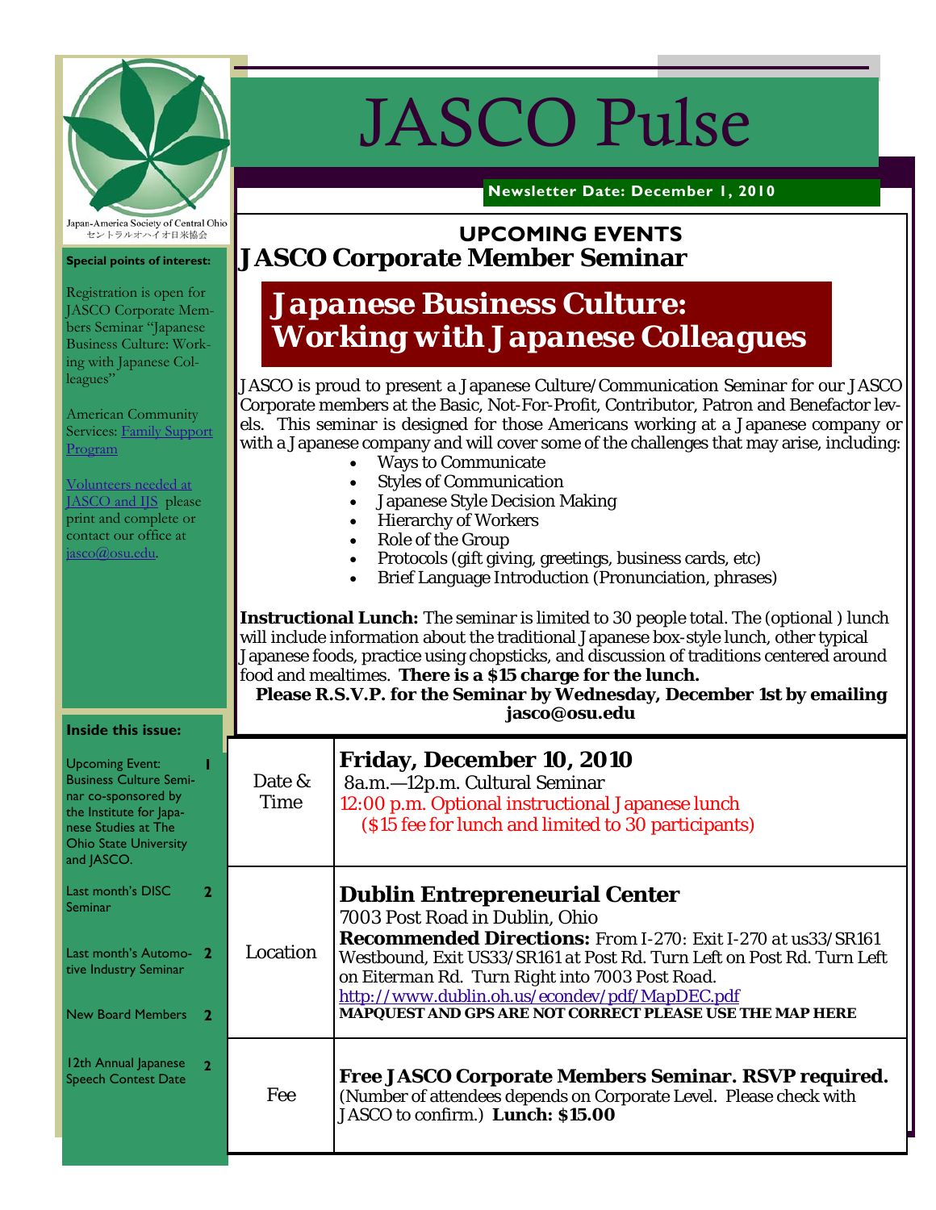Japan-America Society of Central Ohio
セントラルオハイオ日米協会

# JASCO Pulse

**Newsletter Date: December 1, 2010**

**Special points of interest:**

Registration is open for JASCO Corporate Members Seminar "Japanese Business Culture: Working with Japanese Colleagues"

American Community Services: Family Support Program

Volunteers needed at JASCO and IJS please print and complete or contact our office at jasco@osu.edu.

**Inside this issue:**

- Upcoming Event: Business Culture Seminar co-sponsored by the Institute for Japanese Studies at The Ohio State University and JASCO. — 1
- Last month's DISC Seminar — 2
- Last month's Automotive Industry Seminar — 2
- New Board Members — 2
- 12th Annual Japanese Speech Contest Date — 2

## UPCOMING EVENTS

## JASCO Corporate Member Seminar

### *Japanese Business Culture: Working with Japanese Colleagues*

JASCO is proud to present a Japanese Culture/Communication Seminar for our JASCO Corporate members at the Basic, Not-For-Profit, Contributor, Patron and Benefactor levels. This seminar is designed for those Americans working at a Japanese company or with a Japanese company and will cover some of the challenges that may arise, including:

- Ways to Communicate
- Styles of Communication
- Japanese Style Decision Making
- Hierarchy of Workers
- Role of the Group
- Protocols (gift giving, greetings, business cards, etc)
- Brief Language Introduction (Pronunciation, phrases)

**Instructional Lunch:** The seminar is limited to 30 people total. The (optional ) lunch will include information about the traditional Japanese box-style lunch, other typical Japanese foods, practice using chopsticks, and discussion of traditions centered around food and mealtimes. **There is a $15 charge for the lunch.**

**Please R.S.V.P. for the Seminar by Wednesday, December 1st by emailing jasco@osu.edu**

| | |
|---|---|
| Date & Time | **Friday, December 10, 2010**<br>8a.m.—12p.m. Cultural Seminar<br>12:00 p.m. Optional instructional Japanese lunch<br>($15 fee for lunch and limited to 30 participants) |
| Location | **Dublin Entrepreneurial Center**<br>7003 Post Road in Dublin, Ohio<br>**Recommended Directions:** *From I-270: Exit I-270 at us33/SR161 Westbound, Exit US33/SR161 at Post Rd. Turn Left on Post Rd. Turn Left on Eiterman Rd. Turn Right into 7003 Post Road.*<br>http://www.dublin.oh.us/econdev/pdf/MapDEC.pdf<br>**MAPQUEST AND GPS ARE NOT CORRECT PLEASE USE THE MAP HERE** |
| Fee | **Free JASCO Corporate Members Seminar. RSVP required.**<br>(Number of attendees depends on Corporate Level. Please check with JASCO to confirm.) **Lunch: $15.00** |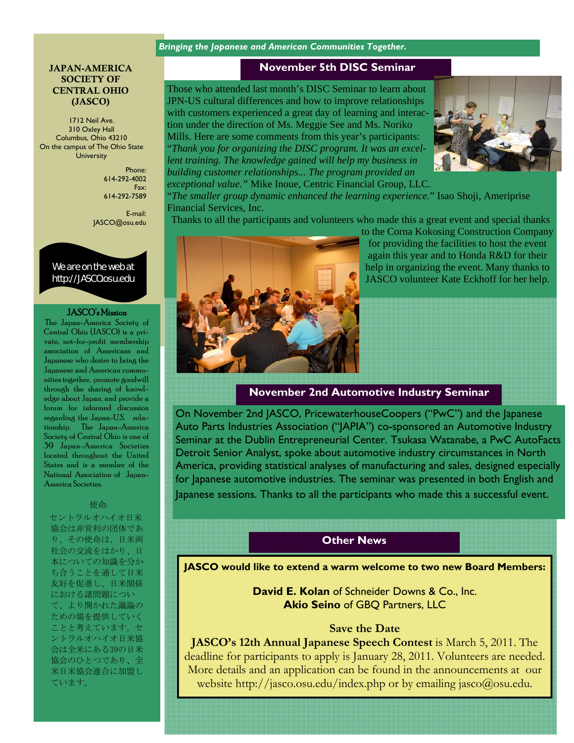*Bringing the Japanese and American Communities Together.*

**JAPAN-AMERICA SOCIETY OF CENTRAL OHIO (JASCO)**

1712 Neil Ave.
310 Oxley Hall
Columbus, Ohio 43210
On the campus of The Ohio State University

Phone:
614-292-4002
Fax:
614-292-7589

E-mail:
JASCO@osu.edu

We are on the web at
http://JASCO.osu.edu

### JASCO's Mission

The Japan-America Society of Central Ohio (JASCO) is a private, not-for-profit membership association of Americans and Japanese who desire to bring the Japanese and American communities together, promote goodwill through the sharing of knowledge about Japan, and provide a forum for informed discussion regarding the Japan-U.S. relationship. The Japan-America Society of Central Ohio is one of 39 Japan-America Societies located throughout the United States and is a member of the National Association of Japan-America Societies.

使命:

セントラルオハイオ日米協会は非営利の団体であり、その使命は、日米両社会の交流をはかり、日本についての知識を分かち合うことを通して日米友好を促進し、日米関係における諸問題について、より開かれた議論のための場を提供していくことと考えています。セントラルオハイオ日米協会は全米にある39の日米協会のひとつであり、全米日米協会連合に加盟しています。

## November 5th DISC Seminar

Those who attended last month's DISC Seminar to learn about JPN-US cultural differences and how to improve relationships with customers experienced a great day of learning and interaction under the direction of Ms. Meggie See and Ms. Noriko Mills. Here are some comments from this year's participants: "*Thank you for organizing the DISC program. It was an excellent training. The knowledge gained will help my business in building customer relationships... The program provided an exceptional value."* Mike Inoue, Centric Financial Group, LLC.
"*The smaller group dynamic enhanced the learning experience.*" Isao Shoji, Ameriprise Financial Services, Inc.

Thanks to all the participants and volunteers who made this a great event and special thanks to the Corna Kokosing Construction Company for providing the facilities to host the event again this year and to Honda R&D for their help in organizing the event. Many thanks to JASCO volunteer Kate Eckhoff for her help.

## November 2nd Automotive Industry Seminar

On November 2nd JASCO, PricewaterhouseCoopers ("PwC") and the Japanese Auto Parts Industries Association ("JAPIA") co-sponsored an Automotive Industry Seminar at the Dublin Entrepreneurial Center. Tsukasa Watanabe, a PwC AutoFacts Detroit Senior Analyst, spoke about automotive industry circumstances in North America, providing statistical analyses of manufacturing and sales, designed especially for Japanese automotive industries. The seminar was presented in both English and Japanese sessions. Thanks to all the participants who made this a successful event.

## Other News

**JASCO would like to extend a warm welcome to two new Board Members:**

**David E. Kolan** of Schneider Downs & Co., Inc.
**Akio Seino** of GBQ Partners, LLC

**Save the Date**

**JASCO's 12th Annual Japanese Speech Contest** is March 5, 2011. The deadline for participants to apply is January 28, 2011. Volunteers are needed. More details and an application can be found in the announcements at our website http://jasco.osu.edu/index.php or by emailing jasco@osu.edu.